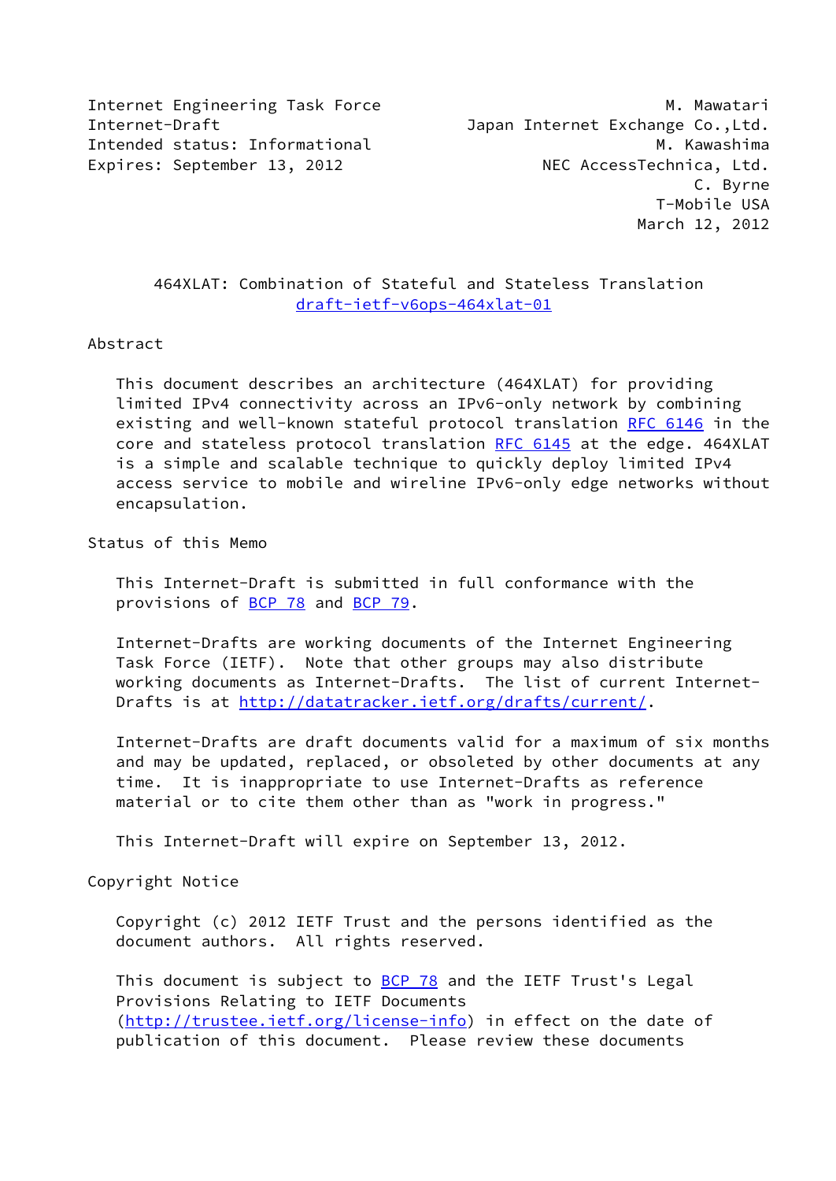Internet Engineering Task Force M. Mawatari
Internet-Draft Japan Internet Exchange Co.,Ltd.
Intended status: Informational M. Kawashima
Expires: September 13, 2012 NEC AccessTechnica, Ltd.
C. Byrne
T-Mobile USA
March 12, 2012

# 464XLAT: Combination of Stateful and Stateless Translation
draft-ietf-v6ops-464xlat-01

## Abstract

This document describes an architecture (464XLAT) for providing limited IPv4 connectivity across an IPv6-only network by combining existing and well-known stateful protocol translation RFC 6146 in the core and stateless protocol translation RFC 6145 at the edge. 464XLAT is a simple and scalable technique to quickly deploy limited IPv4 access service to mobile and wireline IPv6-only edge networks without encapsulation.

## Status of this Memo

This Internet-Draft is submitted in full conformance with the provisions of BCP 78 and BCP 79.

Internet-Drafts are working documents of the Internet Engineering Task Force (IETF). Note that other groups may also distribute working documents as Internet-Drafts. The list of current Internet-Drafts is at http://datatracker.ietf.org/drafts/current/.

Internet-Drafts are draft documents valid for a maximum of six months and may be updated, replaced, or obsoleted by other documents at any time. It is inappropriate to use Internet-Drafts as reference material or to cite them other than as "work in progress."

This Internet-Draft will expire on September 13, 2012.

## Copyright Notice

Copyright (c) 2012 IETF Trust and the persons identified as the document authors. All rights reserved.

This document is subject to BCP 78 and the IETF Trust's Legal Provisions Relating to IETF Documents (http://trustee.ietf.org/license-info) in effect on the date of publication of this document. Please review these documents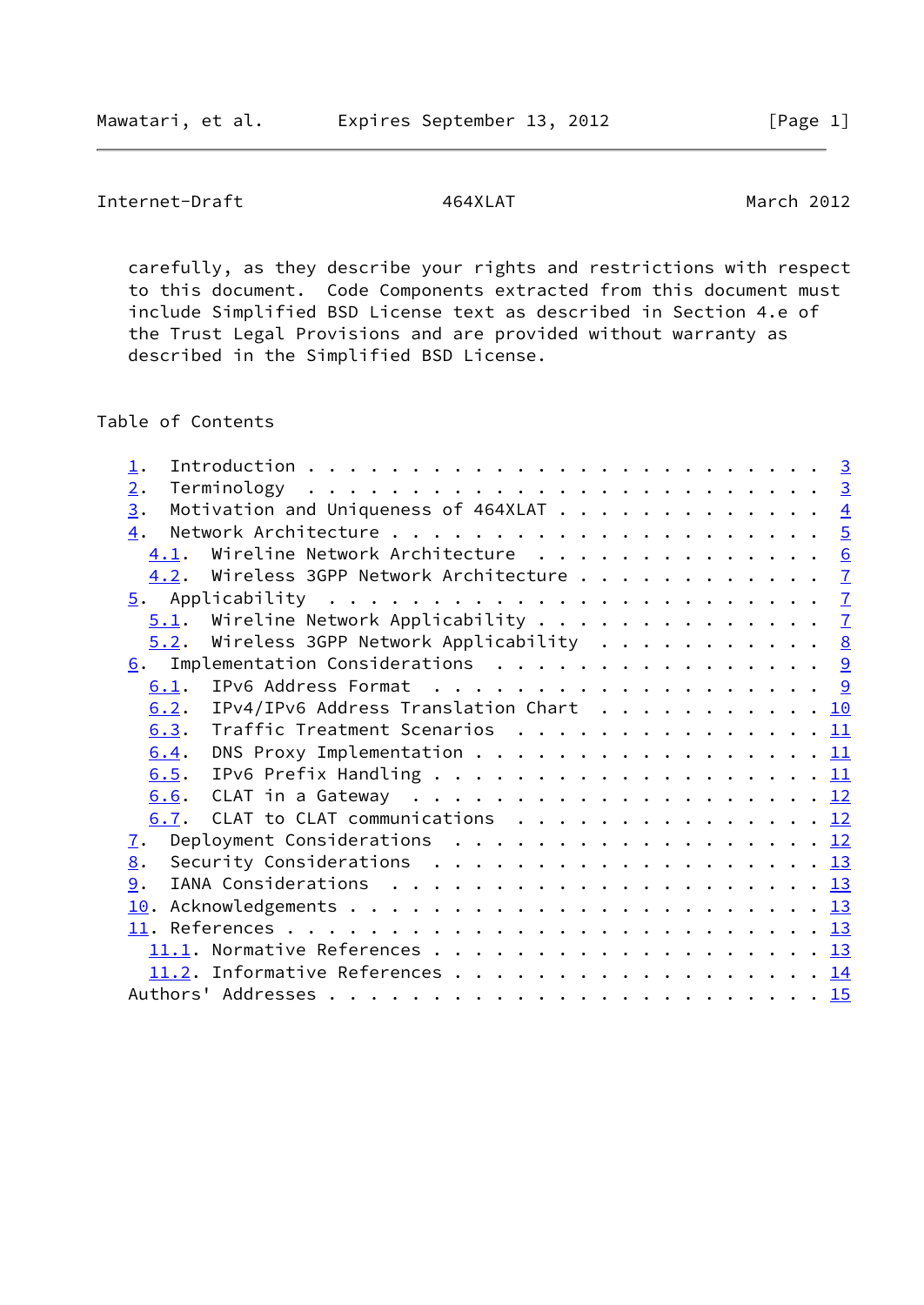carefully, as they describe your rights and restrictions with respect to this document. Code Components extracted from this document must include Simplified BSD License text as described in Section 4.e of the Trust Legal Provisions and are provided without warranty as described in the Simplified BSD License.

## Table of Contents

- 1. Introduction . . . . . . . . . . . . . . . . . . . . . . . . 3
- 2. Terminology . . . . . . . . . . . . . . . . . . . . . . . . 3
- 3. Motivation and Uniqueness of 464XLAT . . . . . . . . . . . . 4
- 4. Network Architecture . . . . . . . . . . . . . . . . . . . . 5
  - 4.1. Wireline Network Architecture . . . . . . . . . . . . . . 6
  - 4.2. Wireless 3GPP Network Architecture . . . . . . . . . . . . 7
- 5. Applicability . . . . . . . . . . . . . . . . . . . . . . . 7
  - 5.1. Wireline Network Applicability . . . . . . . . . . . . . . 7
  - 5.2. Wireless 3GPP Network Applicability . . . . . . . . . . . 8
- 6. Implementation Considerations . . . . . . . . . . . . . . . 9
  - 6.1. IPv6 Address Format . . . . . . . . . . . . . . . . . . . 9
  - 6.2. IPv4/IPv6 Address Translation Chart . . . . . . . . . . . 10
  - 6.3. Traffic Treatment Scenarios . . . . . . . . . . . . . . . 11
  - 6.4. DNS Proxy Implementation . . . . . . . . . . . . . . . . . 11
  - 6.5. IPv6 Prefix Handling . . . . . . . . . . . . . . . . . . . 11
  - 6.6. CLAT in a Gateway . . . . . . . . . . . . . . . . . . . . 12
  - 6.7. CLAT to CLAT communications . . . . . . . . . . . . . . . 12
- 7. Deployment Considerations . . . . . . . . . . . . . . . . . 12
- 8. Security Considerations . . . . . . . . . . . . . . . . . . 13
- 9. IANA Considerations . . . . . . . . . . . . . . . . . . . . 13
- 10. Acknowledgements . . . . . . . . . . . . . . . . . . . . . . 13
- 11. References . . . . . . . . . . . . . . . . . . . . . . . . . 13
  - 11.1. Normative References . . . . . . . . . . . . . . . . . . . 13
  - 11.2. Informative References . . . . . . . . . . . . . . . . . . 14
- Authors' Addresses . . . . . . . . . . . . . . . . . . . . . . . 15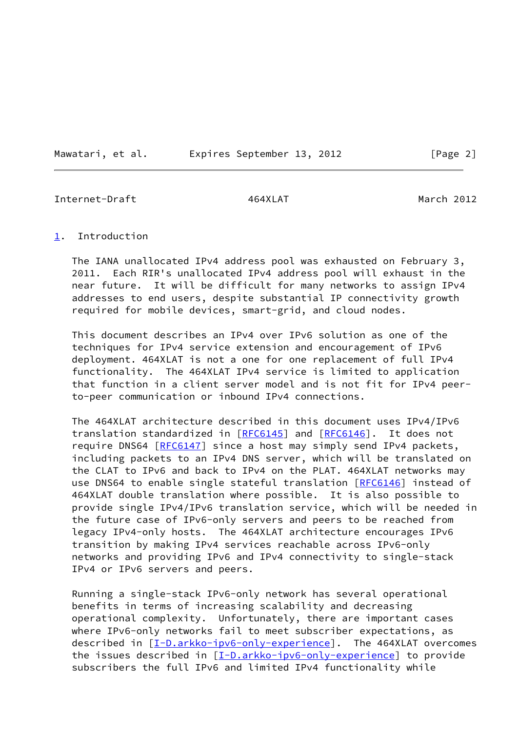## 1. Introduction

The IANA unallocated IPv4 address pool was exhausted on February 3, 2011. Each RIR's unallocated IPv4 address pool will exhaust in the near future. It will be difficult for many networks to assign IPv4 addresses to end users, despite substantial IP connectivity growth required for mobile devices, smart-grid, and cloud nodes.

This document describes an IPv4 over IPv6 solution as one of the techniques for IPv4 service extension and encouragement of IPv6 deployment. 464XLAT is not a one for one replacement of full IPv4 functionality. The 464XLAT IPv4 service is limited to application that function in a client server model and is not fit for IPv4 peer-to-peer communication or inbound IPv4 connections.

The 464XLAT architecture described in this document uses IPv4/IPv6 translation standardized in [RFC6145] and [RFC6146]. It does not require DNS64 [RFC6147] since a host may simply send IPv4 packets, including packets to an IPv4 DNS server, which will be translated on the CLAT to IPv6 and back to IPv4 on the PLAT. 464XLAT networks may use DNS64 to enable single stateful translation [RFC6146] instead of 464XLAT double translation where possible. It is also possible to provide single IPv4/IPv6 translation service, which will be needed in the future case of IPv6-only servers and peers to be reached from legacy IPv4-only hosts. The 464XLAT architecture encourages IPv6 transition by making IPv4 services reachable across IPv6-only networks and providing IPv6 and IPv4 connectivity to single-stack IPv4 or IPv6 servers and peers.

Running a single-stack IPv6-only network has several operational benefits in terms of increasing scalability and decreasing operational complexity. Unfortunately, there are important cases where IPv6-only networks fail to meet subscriber expectations, as described in [I-D.arkko-ipv6-only-experience]. The 464XLAT overcomes the issues described in [I-D.arkko-ipv6-only-experience] to provide subscribers the full IPv6 and limited IPv4 functionality while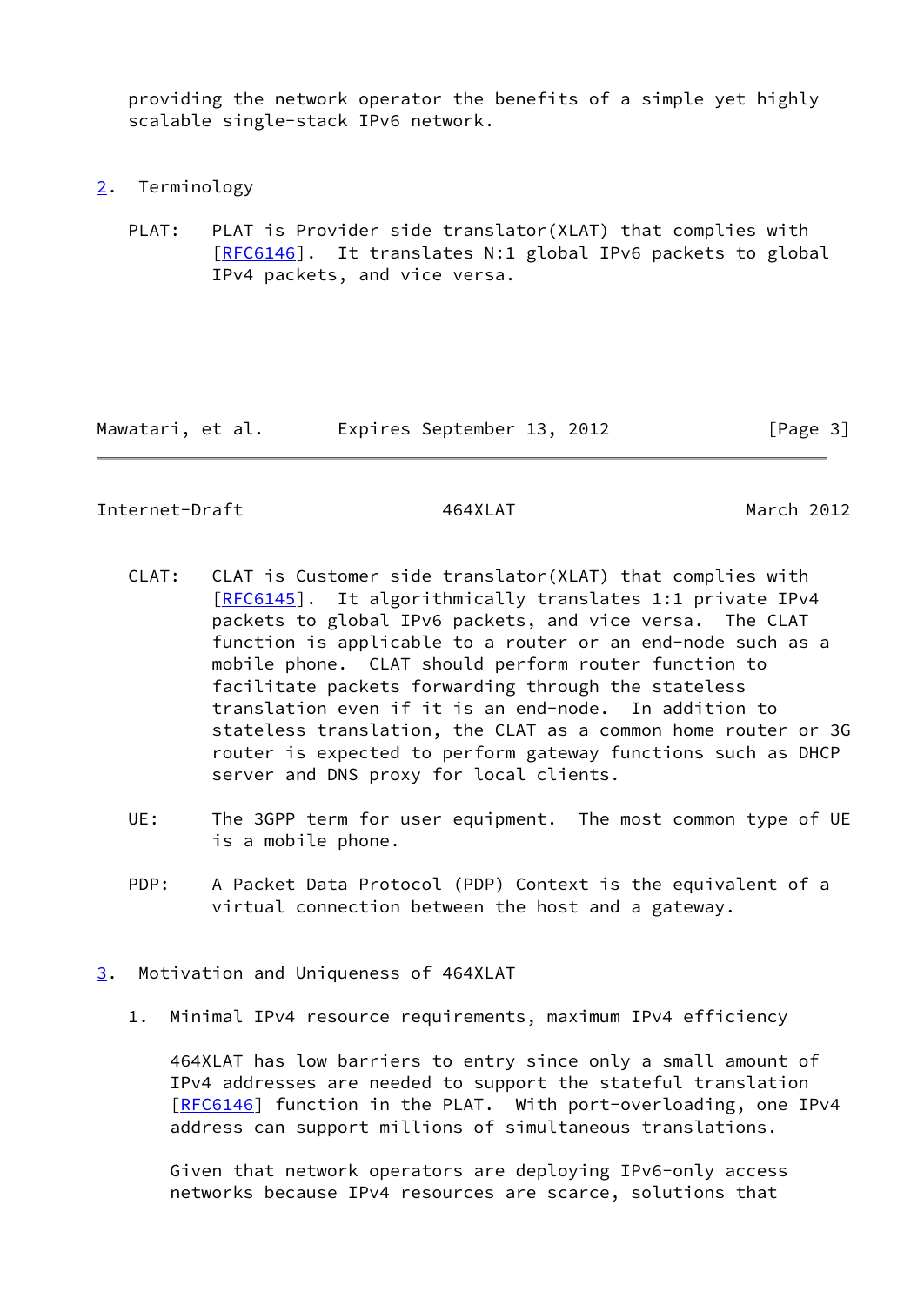providing the network operator the benefits of a simple yet highly scalable single-stack IPv6 network.

## 2. Terminology

PLAT: PLAT is Provider side translator(XLAT) that complies with [RFC6146]. It translates N:1 global IPv6 packets to global IPv4 packets, and vice versa.

CLAT: CLAT is Customer side translator(XLAT) that complies with [RFC6145]. It algorithmically translates 1:1 private IPv4 packets to global IPv6 packets, and vice versa. The CLAT function is applicable to a router or an end-node such as a mobile phone. CLAT should perform router function to facilitate packets forwarding through the stateless translation even if it is an end-node. In addition to stateless translation, the CLAT as a common home router or 3G router is expected to perform gateway functions such as DHCP server and DNS proxy for local clients.

UE: The 3GPP term for user equipment. The most common type of UE is a mobile phone.

PDP: A Packet Data Protocol (PDP) Context is the equivalent of a virtual connection between the host and a gateway.

## 3. Motivation and Uniqueness of 464XLAT

1. Minimal IPv4 resource requirements, maximum IPv4 efficiency

   464XLAT has low barriers to entry since only a small amount of IPv4 addresses are needed to support the stateful translation [RFC6146] function in the PLAT. With port-overloading, one IPv4 address can support millions of simultaneous translations.

   Given that network operators are deploying IPv6-only access networks because IPv4 resources are scarce, solutions that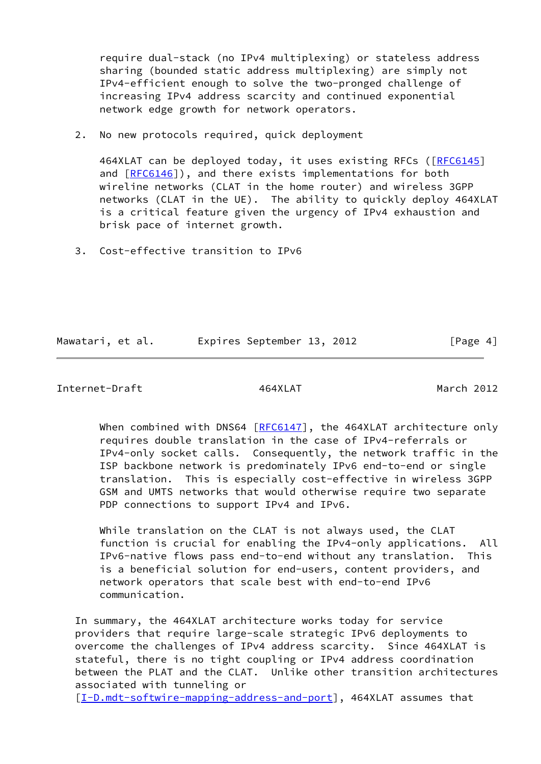require dual-stack (no IPv4 multiplexing) or stateless address sharing (bounded static address multiplexing) are simply not IPv4-efficient enough to solve the two-pronged challenge of increasing IPv4 address scarcity and continued exponential network edge growth for network operators.

2. No new protocols required, quick deployment

   464XLAT can be deployed today, it uses existing RFCs ([RFC6145] and [RFC6146]), and there exists implementations for both wireline networks (CLAT in the home router) and wireless 3GPP networks (CLAT in the UE). The ability to quickly deploy 464XLAT is a critical feature given the urgency of IPv4 exhaustion and brisk pace of internet growth.

3. Cost-effective transition to IPv6

   When combined with DNS64 [RFC6147], the 464XLAT architecture only requires double translation in the case of IPv4-referrals or IPv4-only socket calls. Consequently, the network traffic in the ISP backbone network is predominately IPv6 end-to-end or single translation. This is especially cost-effective in wireless 3GPP GSM and UMTS networks that would otherwise require two separate PDP connections to support IPv4 and IPv6.

   While translation on the CLAT is not always used, the CLAT function is crucial for enabling the IPv4-only applications. All IPv6-native flows pass end-to-end without any translation. This is a beneficial solution for end-users, content providers, and network operators that scale best with end-to-end IPv6 communication.

In summary, the 464XLAT architecture works today for service providers that require large-scale strategic IPv6 deployments to overcome the challenges of IPv4 address scarcity. Since 464XLAT is stateful, there is no tight coupling or IPv4 address coordination between the PLAT and the CLAT. Unlike other transition architectures associated with tunneling or [I-D.mdt-softwire-mapping-address-and-port], 464XLAT assumes that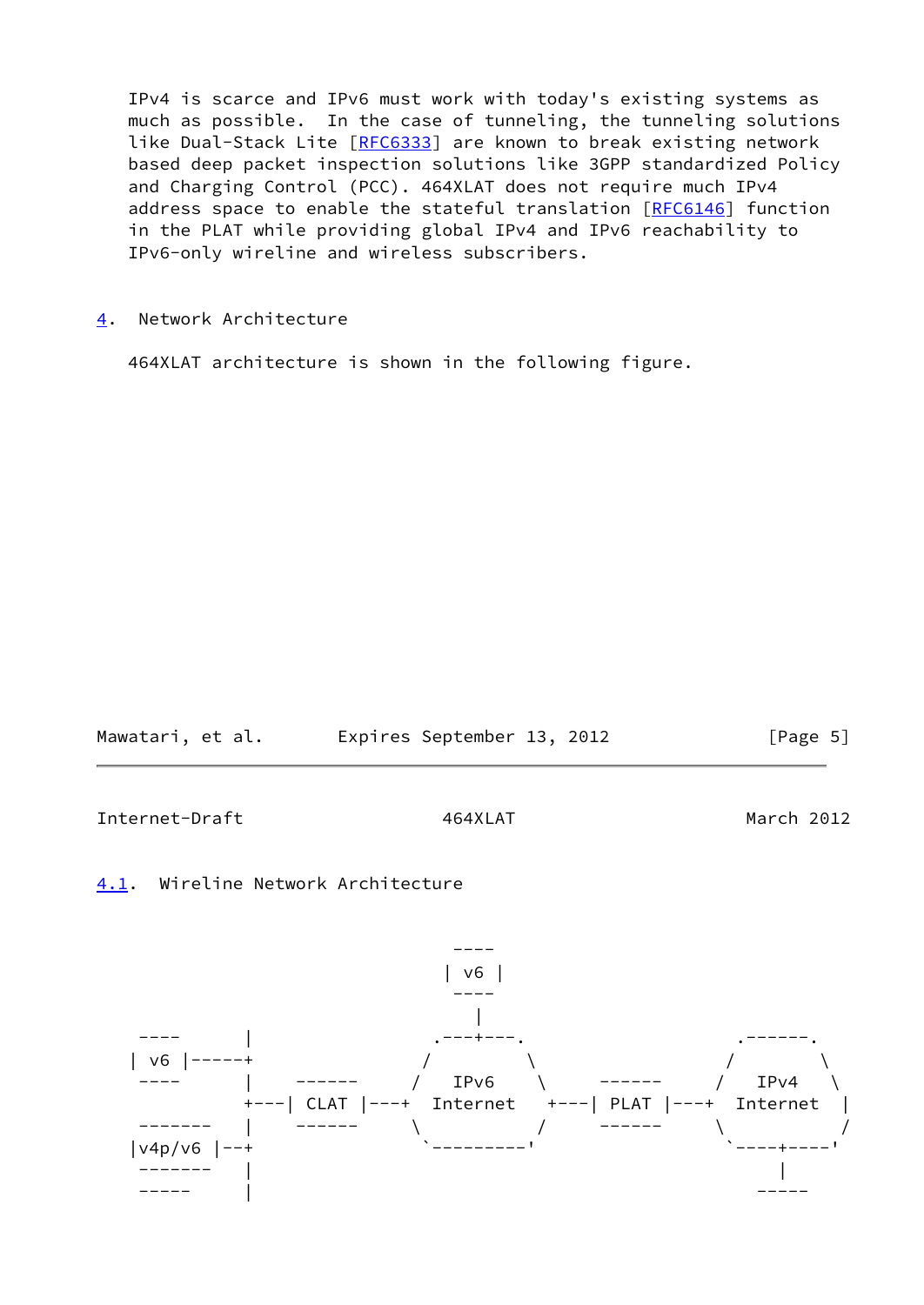IPv4 is scarce and IPv6 must work with today's existing systems as much as possible. In the case of tunneling, the tunneling solutions like Dual-Stack Lite [RFC6333] are known to break existing network based deep packet inspection solutions like 3GPP standardized Policy and Charging Control (PCC). 464XLAT does not require much IPv4 address space to enable the stateful translation [RFC6146] function in the PLAT while providing global IPv4 and IPv6 reachability to IPv6-only wireline and wireless subscribers.

## 4. Network Architecture

464XLAT architecture is shown in the following figure.

### 4.1. Wireline Network Architecture

```
                                   ----
                                  | v6 |
                                   ----
                                    |
      ----       |               .---+---.                 .------.
     | v6 |-----+               /         \               /        \
      ----       |    ------   /   IPv6    \    ------   /   IPv4   \
                 +---| CLAT |---+  Internet   +---| PLAT |---+  Internet  |
      -------    |    ------   \           /    ------   \          /
     |v4p/v6 |--+               `---------'                `----+----'
      -------    |                                                |
      -----      |                                              -----
```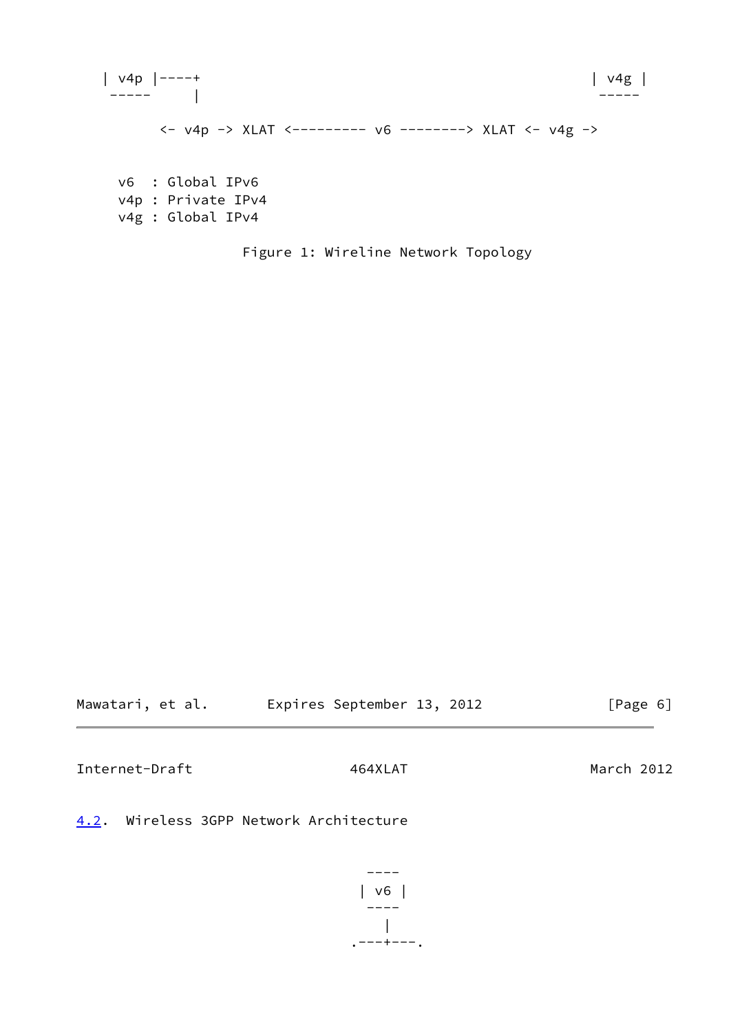```
  | v4p |----+                                                 | v4g |
   -----     |                                                  -----

         <- v4p -> XLAT <--------- v6 --------> XLAT <- v4g ->


     v6  : Global IPv6
     v4p : Private IPv4
     v4g : Global IPv4
```

Figure 1: Wireline Network Topology

## 4.2. Wireless 3GPP Network Architecture

```
                                      ----
                                     | v6 |
                                      ----
                                        |
                                    .---+---.
```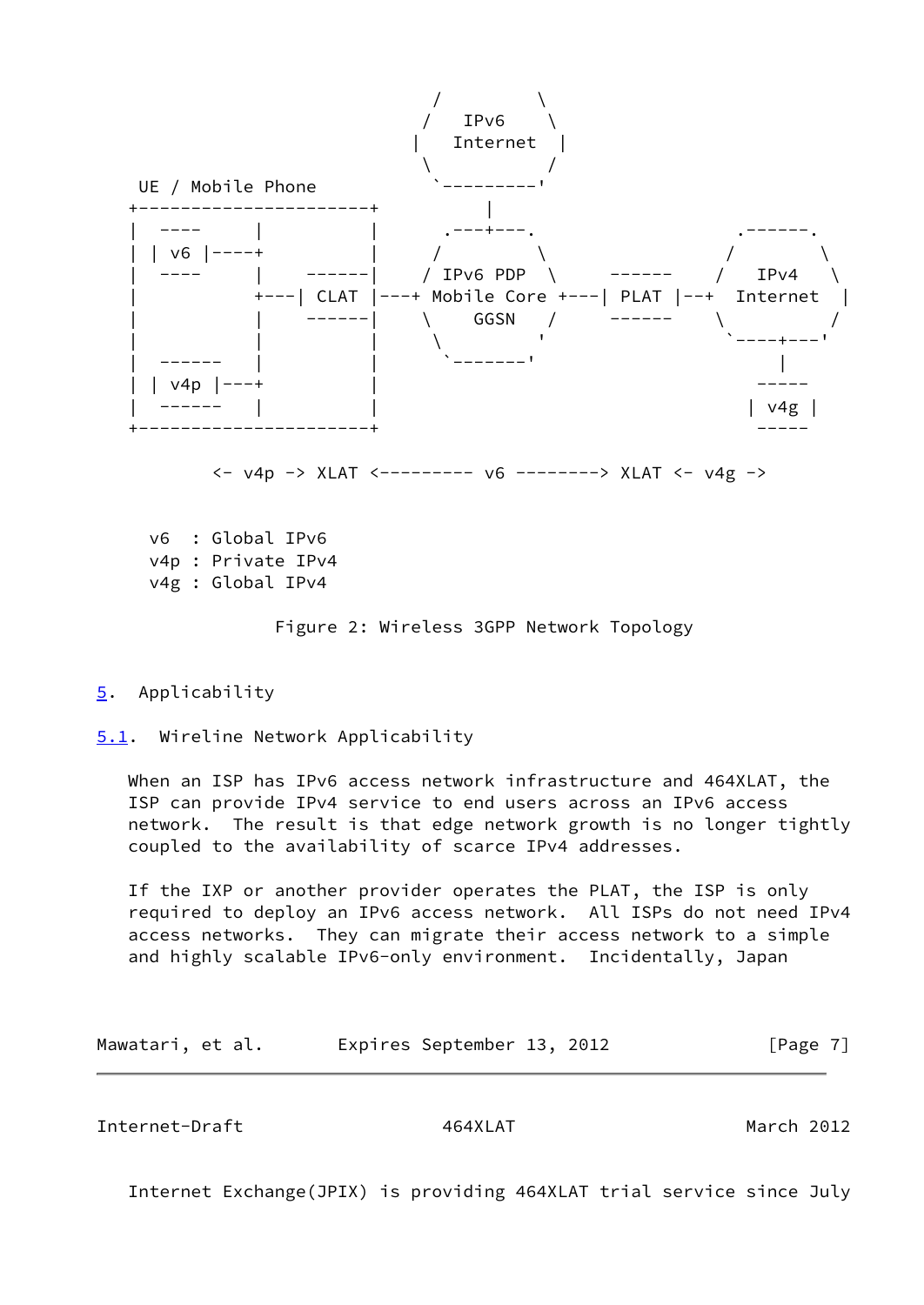```
                                   /         \
                                  /   IPv6    \
                                 |   Internet  |
                                  \           /
      UE / Mobile Phone            `---------'
     +----------------------+          |
     |  ----     |          |      .---+---.                .------.
     | | v6 |----+          |     /         \              /        \
     |  ----     |    ------|    / IPv6 PDP  \    ------   /   IPv4   \
     |           +---| CLAT |---+ Mobile Core +---| PLAT |--+  Internet  |
     |           |    ------|    \    GGSN   /    ------   \          /
     |           |          |     \         '               `----+---'
     |  ------   |          |      `-------'                     |
     | | v4p |---+          |                                  -----
     |  ------   |          |                                 | v4g |
     +----------------------+                                  -----

           <- v4p -> XLAT <--------- v6 --------> XLAT <- v4g ->

        v6  : Global IPv6
        v4p : Private IPv4
        v4g : Global IPv4
```

Figure 2: Wireless 3GPP Network Topology

## 5. Applicability

### 5.1. Wireline Network Applicability

When an ISP has IPv6 access network infrastructure and 464XLAT, the ISP can provide IPv4 service to end users across an IPv6 access network. The result is that edge network growth is no longer tightly coupled to the availability of scarce IPv4 addresses.

If the IXP or another provider operates the PLAT, the ISP is only required to deploy an IPv6 access network. All ISPs do not need IPv4 access networks. They can migrate their access network to a simple and highly scalable IPv6-only environment. Incidentally, Japan Internet Exchange(JPIX) is providing 464XLAT trial service since July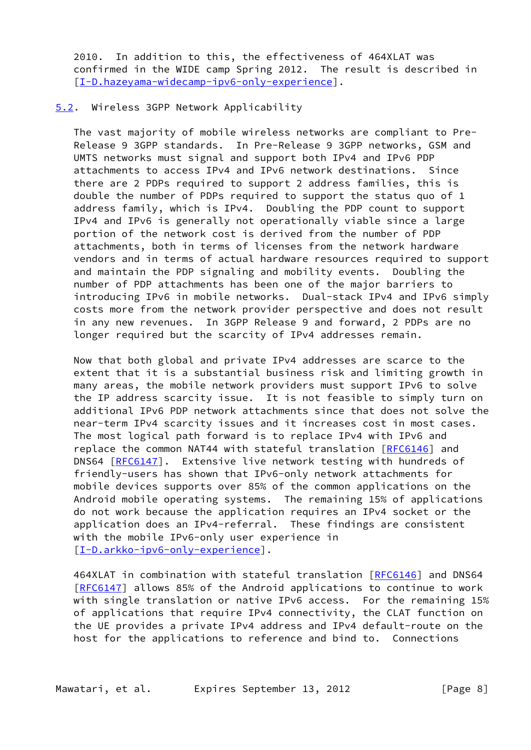2010. In addition to this, the effectiveness of 464XLAT was confirmed in the WIDE camp Spring 2012. The result is described in [I-D.hazeyama-widecamp-ipv6-only-experience].

## 5.2. Wireless 3GPP Network Applicability

The vast majority of mobile wireless networks are compliant to Pre-Release 9 3GPP standards. In Pre-Release 9 3GPP networks, GSM and UMTS networks must signal and support both IPv4 and IPv6 PDP attachments to access IPv4 and IPv6 network destinations. Since there are 2 PDPs required to support 2 address families, this is double the number of PDPs required to support the status quo of 1 address family, which is IPv4. Doubling the PDP count to support IPv4 and IPv6 is generally not operationally viable since a large portion of the network cost is derived from the number of PDP attachments, both in terms of licenses from the network hardware vendors and in terms of actual hardware resources required to support and maintain the PDP signaling and mobility events. Doubling the number of PDP attachments has been one of the major barriers to introducing IPv6 in mobile networks. Dual-stack IPv4 and IPv6 simply costs more from the network provider perspective and does not result in any new revenues. In 3GPP Release 9 and forward, 2 PDPs are no longer required but the scarcity of IPv4 addresses remain.

Now that both global and private IPv4 addresses are scarce to the extent that it is a substantial business risk and limiting growth in many areas, the mobile network providers must support IPv6 to solve the IP address scarcity issue. It is not feasible to simply turn on additional IPv6 PDP network attachments since that does not solve the near-term IPv4 scarcity issues and it increases cost in most cases. The most logical path forward is to replace IPv4 with IPv6 and replace the common NAT44 with stateful translation [RFC6146] and DNS64 [RFC6147]. Extensive live network testing with hundreds of friendly-users has shown that IPv6-only network attachments for mobile devices supports over 85% of the common applications on the Android mobile operating systems. The remaining 15% of applications do not work because the application requires an IPv4 socket or the application does an IPv4-referral. These findings are consistent with the mobile IPv6-only user experience in [I-D.arkko-ipv6-only-experience].

464XLAT in combination with stateful translation [RFC6146] and DNS64 [RFC6147] allows 85% of the Android applications to continue to work with single translation or native IPv6 access. For the remaining 15% of applications that require IPv4 connectivity, the CLAT function on the UE provides a private IPv4 address and IPv4 default-route on the host for the applications to reference and bind to. Connections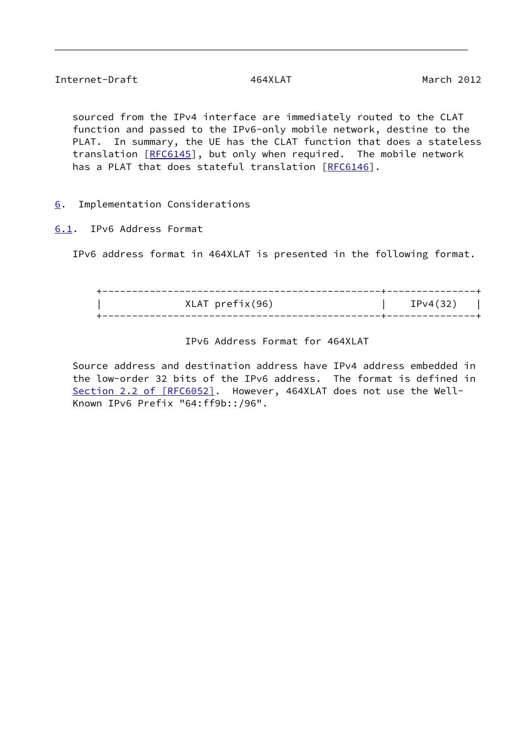sourced from the IPv4 interface are immediately routed to the CLAT function and passed to the IPv6-only mobile network, destine to the PLAT. In summary, the UE has the CLAT function that does a stateless translation [RFC6145], but only when required. The mobile network has a PLAT that does stateful translation [RFC6146].

## 6. Implementation Considerations

### 6.1. IPv6 Address Format

IPv6 address format in 464XLAT is presented in the following format.

```
+----------------------------------------------+---------------+
|               XLAT prefix(96)                |    IPv4(32)   |
+----------------------------------------------+---------------+
```

IPv6 Address Format for 464XLAT

Source address and destination address have IPv4 address embedded in the low-order 32 bits of the IPv6 address. The format is defined in Section 2.2 of [RFC6052]. However, 464XLAT does not use the Well-Known IPv6 Prefix "64:ff9b::/96".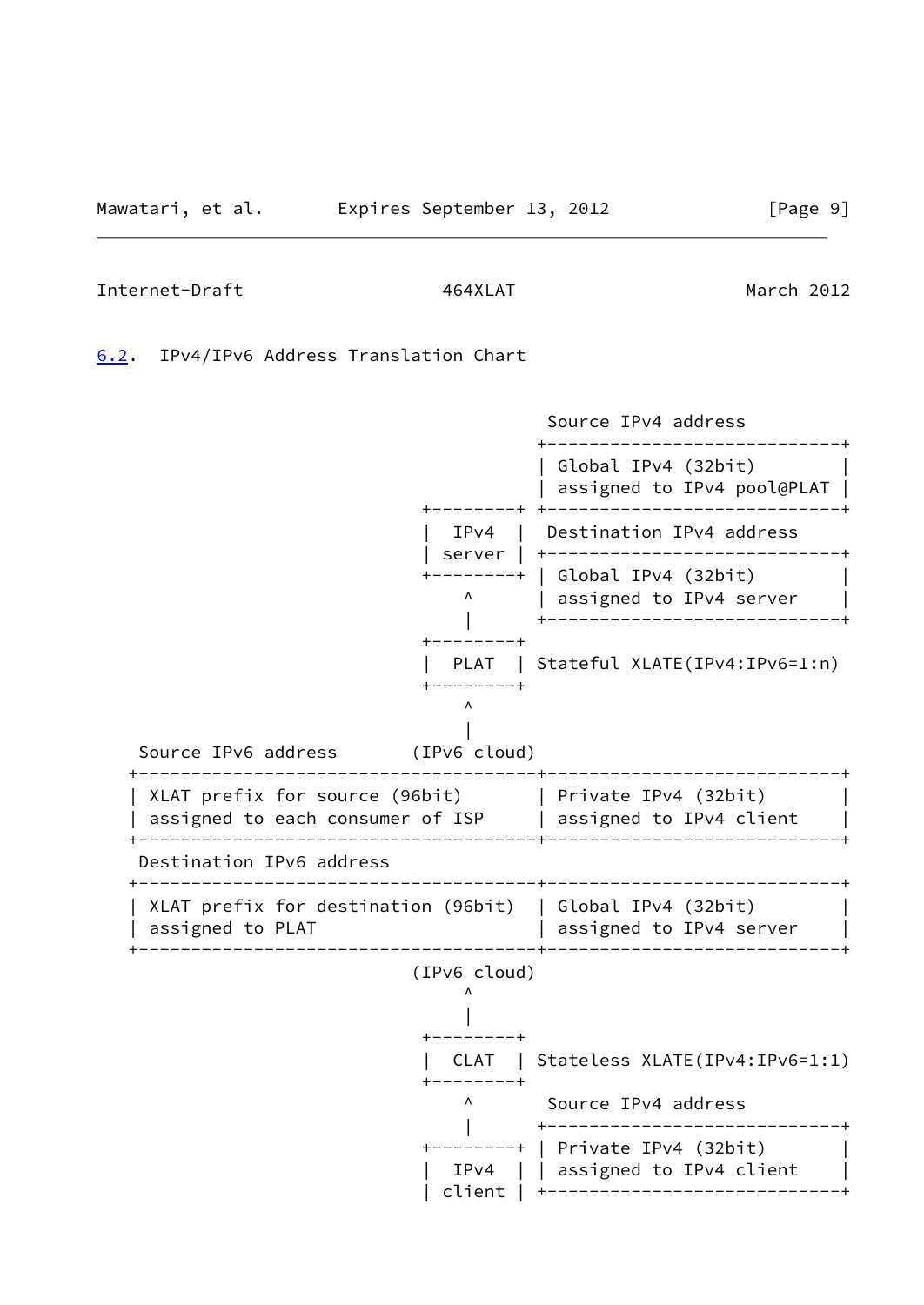## 6.2. IPv4/IPv6 Address Translation Chart

```
                                           Source IPv4 address
                                          +----------------------------+
                                          | Global IPv4 (32bit)        |
                                          | assigned to IPv4 pool@PLAT |
                                +---------+ +----------------------------+
                                |  IPv4   |  Destination IPv4 address
                                | server  | +----------------------------+
                                +---------+ | Global IPv4 (32bit)        |
                                     ^      | assigned to IPv4 server    |
                                     |      +----------------------------+
                                +---------+
                                |  PLAT   | Stateful XLATE(IPv4:IPv6=1:n)
                                +---------+
                                     ^
                                     |
    Source IPv6 address        (IPv6 cloud)
   +--------------------------------------+----------------------------+
   | XLAT prefix for source (96bit)       | Private IPv4 (32bit)       |
   | assigned to each consumer of ISP     | assigned to IPv4 client    |
   +--------------------------------------+----------------------------+
    Destination IPv6 address
   +--------------------------------------+----------------------------+
   | XLAT prefix for destination (96bit)  | Global IPv4 (32bit)        |
   | assigned to PLAT                     | assigned to IPv4 server    |
   +--------------------------------------+----------------------------+
                               (IPv6 cloud)
                                     ^
                                     |
                                +---------+
                                |  CLAT   | Stateless XLATE(IPv4:IPv6=1:1)
                                +---------+
                                     ^      Source IPv4 address
                                     |    +----------------------------+
                                +---------+ | Private IPv4 (32bit)       |
                                |  IPv4   | | assigned to IPv4 client    |
                                | client  | +----------------------------+
```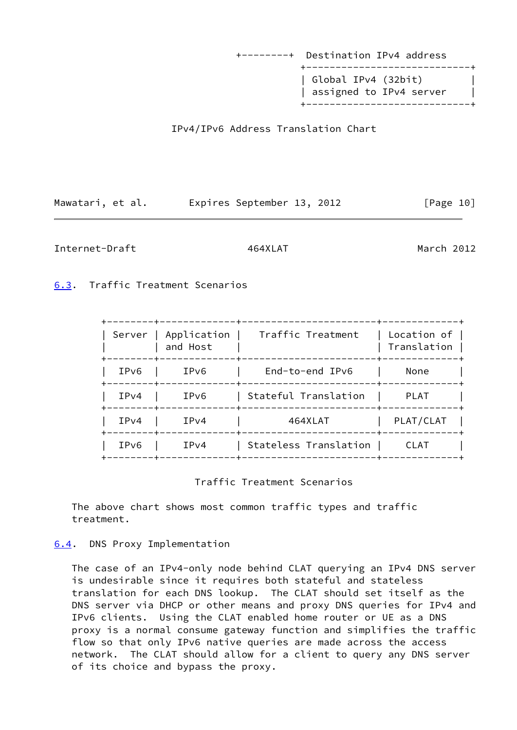```
                              +---------+  Destination IPv4 address
                                        +----------------------------+
                                        | Global IPv4 (32bit)        |
                                        | assigned to IPv4 server    |
                                        +----------------------------+
```

IPv4/IPv6 Address Translation Chart

### 6.3. Traffic Treatment Scenarios

| Server | Application and Host | Traffic Treatment | Location of Translation |
|---|---|---|---|
| IPv6 | IPv6 | End-to-end IPv6 | None |
| IPv4 | IPv6 | Stateful Translation | PLAT |
| IPv4 | IPv4 | 464XLAT | PLAT/CLAT |
| IPv6 | IPv4 | Stateless Translation | CLAT |

Traffic Treatment Scenarios

The above chart shows most common traffic types and traffic treatment.

### 6.4. DNS Proxy Implementation

The case of an IPv4-only node behind CLAT querying an IPv4 DNS server is undesirable since it requires both stateful and stateless translation for each DNS lookup. The CLAT should set itself as the DNS server via DHCP or other means and proxy DNS queries for IPv4 and IPv6 clients. Using the CLAT enabled home router or UE as a DNS proxy is a normal consume gateway function and simplifies the traffic flow so that only IPv6 native queries are made across the access network. The CLAT should allow for a client to query any DNS server of its choice and bypass the proxy.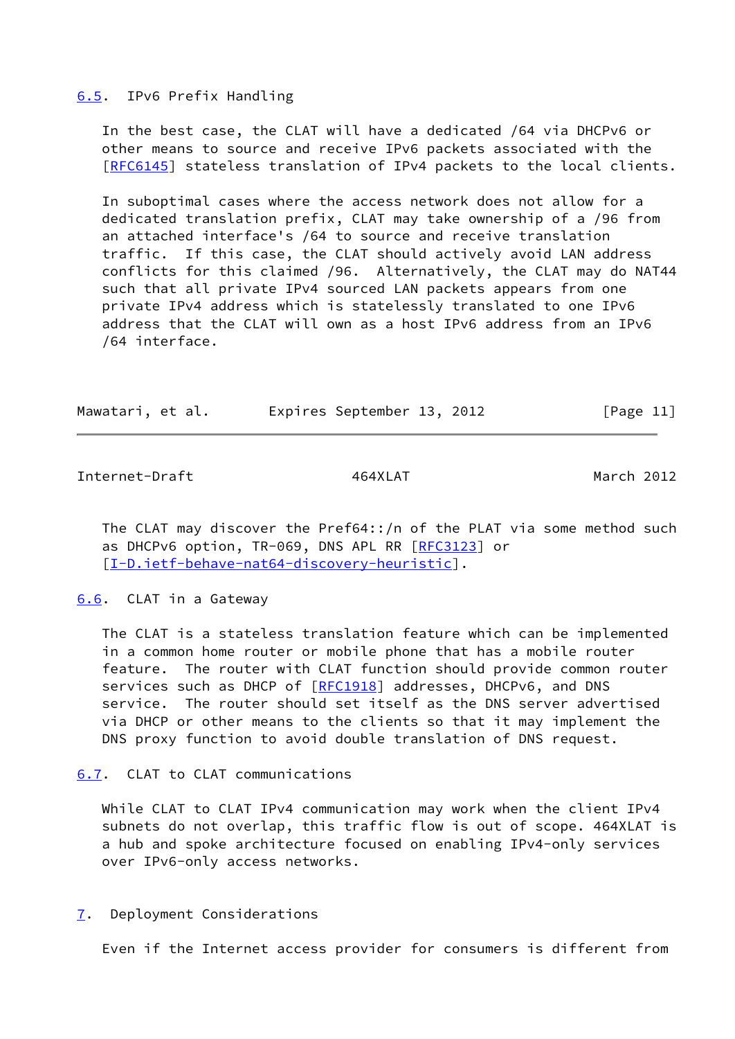## 6.5. IPv6 Prefix Handling

In the best case, the CLAT will have a dedicated /64 via DHCPv6 or other means to source and receive IPv6 packets associated with the [RFC6145] stateless translation of IPv4 packets to the local clients.

In suboptimal cases where the access network does not allow for a dedicated translation prefix, CLAT may take ownership of a /96 from an attached interface's /64 to source and receive translation traffic. If this case, the CLAT should actively avoid LAN address conflicts for this claimed /96. Alternatively, the CLAT may do NAT44 such that all private IPv4 sourced LAN packets appears from one private IPv4 address which is statelessly translated to one IPv6 address that the CLAT will own as a host IPv6 address from an IPv6 /64 interface.

The CLAT may discover the Pref64::/n of the PLAT via some method such as DHCPv6 option, TR-069, DNS APL RR [RFC3123] or [I-D.ietf-behave-nat64-discovery-heuristic].

## 6.6. CLAT in a Gateway

The CLAT is a stateless translation feature which can be implemented in a common home router or mobile phone that has a mobile router feature. The router with CLAT function should provide common router services such as DHCP of [RFC1918] addresses, DHCPv6, and DNS service. The router should set itself as the DNS server advertised via DHCP or other means to the clients so that it may implement the DNS proxy function to avoid double translation of DNS request.

## 6.7. CLAT to CLAT communications

While CLAT to CLAT IPv4 communication may work when the client IPv4 subnets do not overlap, this traffic flow is out of scope. 464XLAT is a hub and spoke architecture focused on enabling IPv4-only services over IPv6-only access networks.

# 7. Deployment Considerations

Even if the Internet access provider for consumers is different from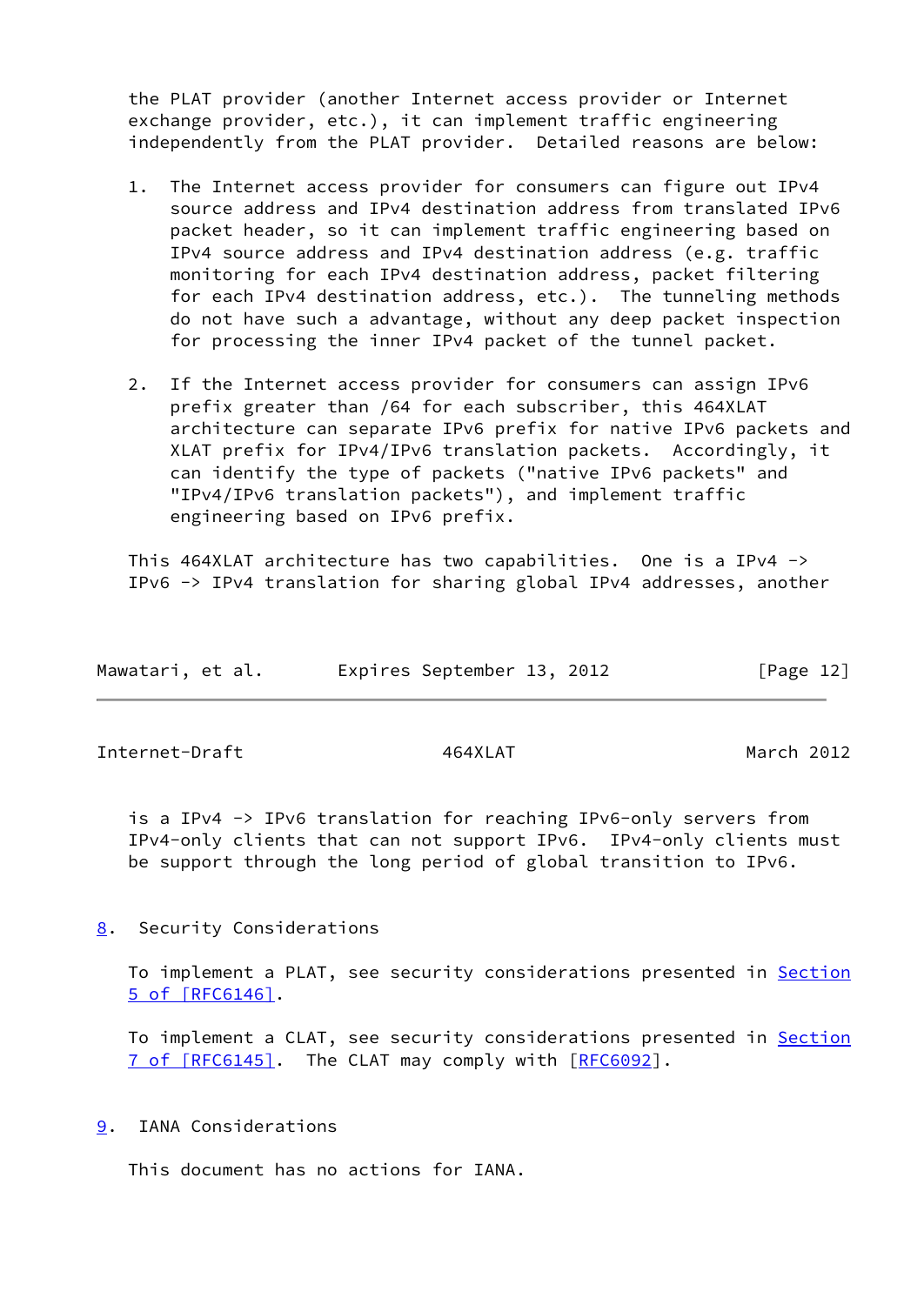the PLAT provider (another Internet access provider or Internet exchange provider, etc.), it can implement traffic engineering independently from the PLAT provider. Detailed reasons are below:

1. The Internet access provider for consumers can figure out IPv4 source address and IPv4 destination address from translated IPv6 packet header, so it can implement traffic engineering based on IPv4 source address and IPv4 destination address (e.g. traffic monitoring for each IPv4 destination address, packet filtering for each IPv4 destination address, etc.). The tunneling methods do not have such a advantage, without any deep packet inspection for processing the inner IPv4 packet of the tunnel packet.

2. If the Internet access provider for consumers can assign IPv6 prefix greater than /64 for each subscriber, this 464XLAT architecture can separate IPv6 prefix for native IPv6 packets and XLAT prefix for IPv4/IPv6 translation packets. Accordingly, it can identify the type of packets ("native IPv6 packets" and "IPv4/IPv6 translation packets"), and implement traffic engineering based on IPv6 prefix.

This 464XLAT architecture has two capabilities. One is a IPv4 -> IPv6 -> IPv4 translation for sharing global IPv4 addresses, another is a IPv4 -> IPv6 translation for reaching IPv6-only servers from IPv4-only clients that can not support IPv6. IPv4-only clients must be support through the long period of global transition to IPv6.

## 8. Security Considerations

To implement a PLAT, see security considerations presented in Section 5 of [RFC6146].

To implement a CLAT, see security considerations presented in Section 7 of [RFC6145]. The CLAT may comply with [RFC6092].

## 9. IANA Considerations

This document has no actions for IANA.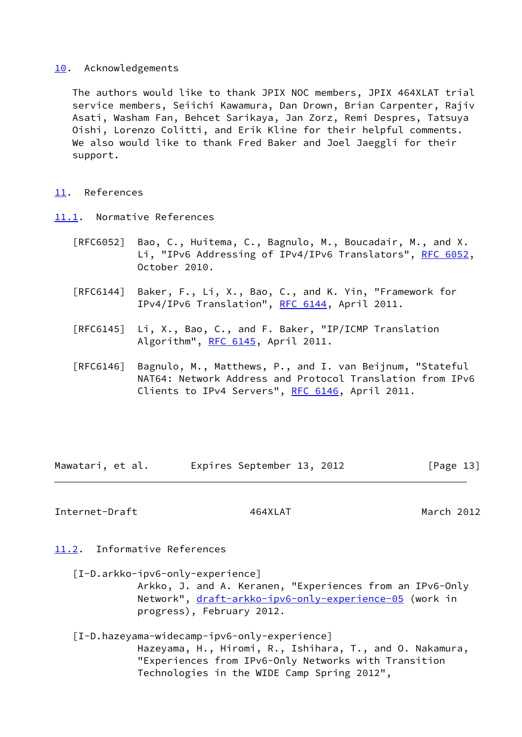## 10. Acknowledgements

The authors would like to thank JPIX NOC members, JPIX 464XLAT trial service members, Seiichi Kawamura, Dan Drown, Brian Carpenter, Rajiv Asati, Washam Fan, Behcet Sarikaya, Jan Zorz, Remi Despres, Tatsuya Oishi, Lorenzo Colitti, and Erik Kline for their helpful comments. We also would like to thank Fred Baker and Joel Jaeggli for their support.

## 11. References

### 11.1. Normative References

[RFC6052] Bao, C., Huitema, C., Bagnulo, M., Boucadair, M., and X. Li, "IPv6 Addressing of IPv4/IPv6 Translators", RFC 6052, October 2010.

[RFC6144] Baker, F., Li, X., Bao, C., and K. Yin, "Framework for IPv4/IPv6 Translation", RFC 6144, April 2011.

[RFC6145] Li, X., Bao, C., and F. Baker, "IP/ICMP Translation Algorithm", RFC 6145, April 2011.

[RFC6146] Bagnulo, M., Matthews, P., and I. van Beijnum, "Stateful NAT64: Network Address and Protocol Translation from IPv6 Clients to IPv4 Servers", RFC 6146, April 2011.

### 11.2. Informative References

[I-D.arkko-ipv6-only-experience]
Arkko, J. and A. Keranen, "Experiences from an IPv6-Only Network", draft-arkko-ipv6-only-experience-05 (work in progress), February 2012.

[I-D.hazeyama-widecamp-ipv6-only-experience]
Hazeyama, H., Hiromi, R., Ishihara, T., and O. Nakamura, "Experiences from IPv6-Only Networks with Transition Technologies in the WIDE Camp Spring 2012",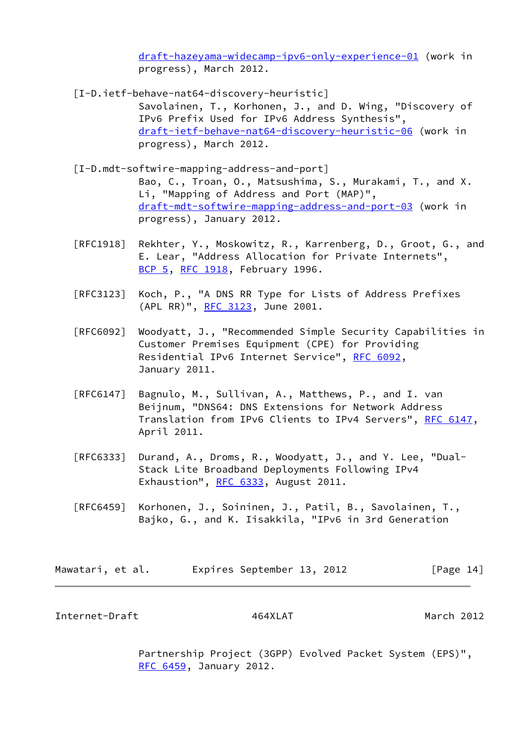draft-hazeyama-widecamp-ipv6-only-experience-01 (work in progress), March 2012.

[I-D.ietf-behave-nat64-discovery-heuristic]
Savolainen, T., Korhonen, J., and D. Wing, "Discovery of IPv6 Prefix Used for IPv6 Address Synthesis", draft-ietf-behave-nat64-discovery-heuristic-06 (work in progress), March 2012.

[I-D.mdt-softwire-mapping-address-and-port]
Bao, C., Troan, O., Matsushima, S., Murakami, T., and X. Li, "Mapping of Address and Port (MAP)", draft-mdt-softwire-mapping-address-and-port-03 (work in progress), January 2012.

[RFC1918] Rekhter, Y., Moskowitz, R., Karrenberg, D., Groot, G., and E. Lear, "Address Allocation for Private Internets", BCP 5, RFC 1918, February 1996.

[RFC3123] Koch, P., "A DNS RR Type for Lists of Address Prefixes (APL RR)", RFC 3123, June 2001.

[RFC6092] Woodyatt, J., "Recommended Simple Security Capabilities in Customer Premises Equipment (CPE) for Providing Residential IPv6 Internet Service", RFC 6092, January 2011.

[RFC6147] Bagnulo, M., Sullivan, A., Matthews, P., and I. van Beijnum, "DNS64: DNS Extensions for Network Address Translation from IPv6 Clients to IPv4 Servers", RFC 6147, April 2011.

[RFC6333] Durand, A., Droms, R., Woodyatt, J., and Y. Lee, "Dual-Stack Lite Broadband Deployments Following IPv4 Exhaustion", RFC 6333, August 2011.

[RFC6459] Korhonen, J., Soininen, J., Patil, B., Savolainen, T., Bajko, G., and K. Iisakkila, "IPv6 in 3rd Generation Partnership Project (3GPP) Evolved Packet System (EPS)", RFC 6459, January 2012.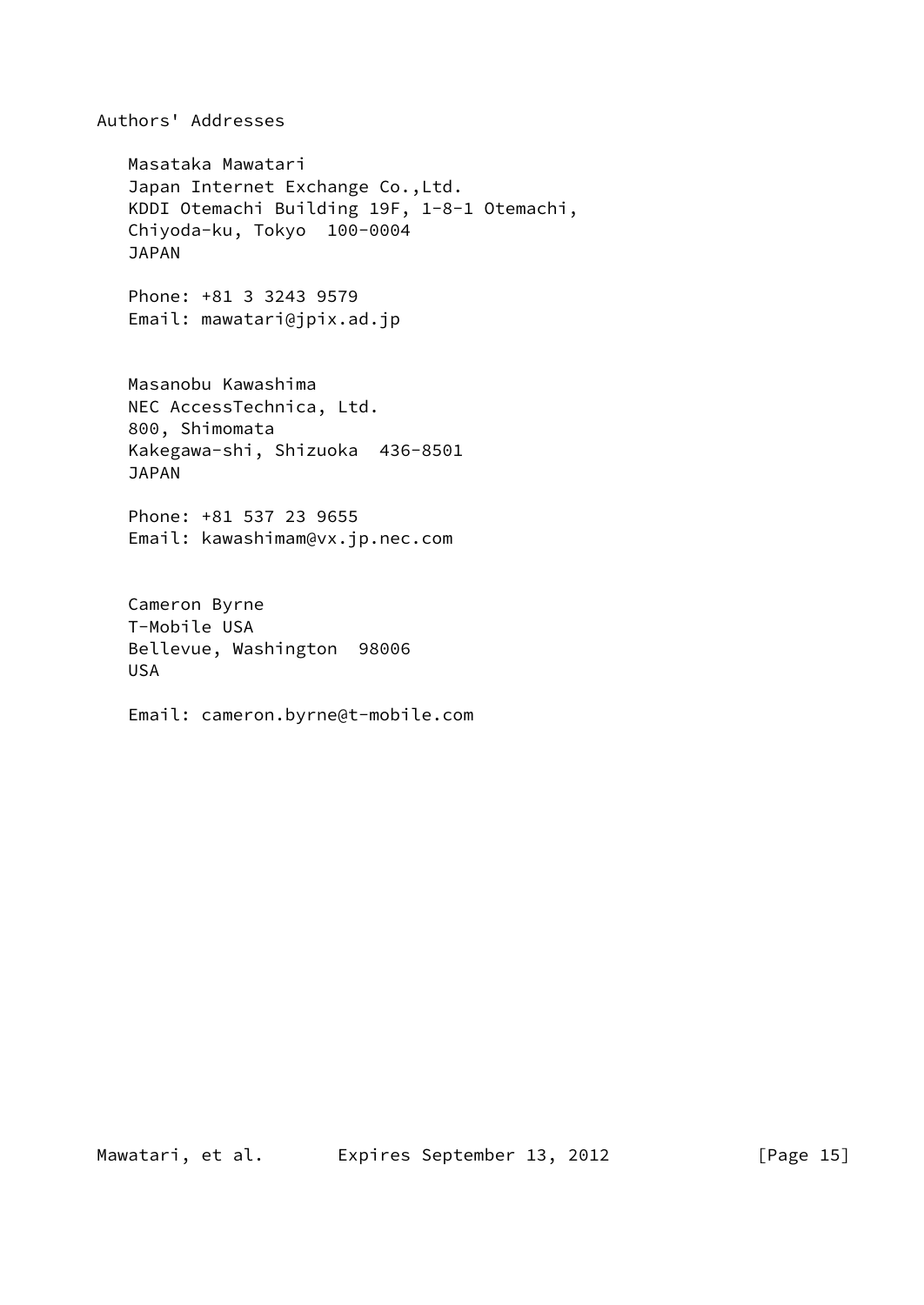## Authors' Addresses

Masataka Mawatari
Japan Internet Exchange Co.,Ltd.
KDDI Otemachi Building 19F, 1-8-1 Otemachi,
Chiyoda-ku, Tokyo  100-0004
JAPAN

Phone: +81 3 3243 9579
Email: mawatari@jpix.ad.jp

Masanobu Kawashima
NEC AccessTechnica, Ltd.
800, Shimomata
Kakegawa-shi, Shizuoka  436-8501
JAPAN

Phone: +81 537 23 9655
Email: kawashimam@vx.jp.nec.com

Cameron Byrne
T-Mobile USA
Bellevue, Washington  98006
USA

Email: cameron.byrne@t-mobile.com